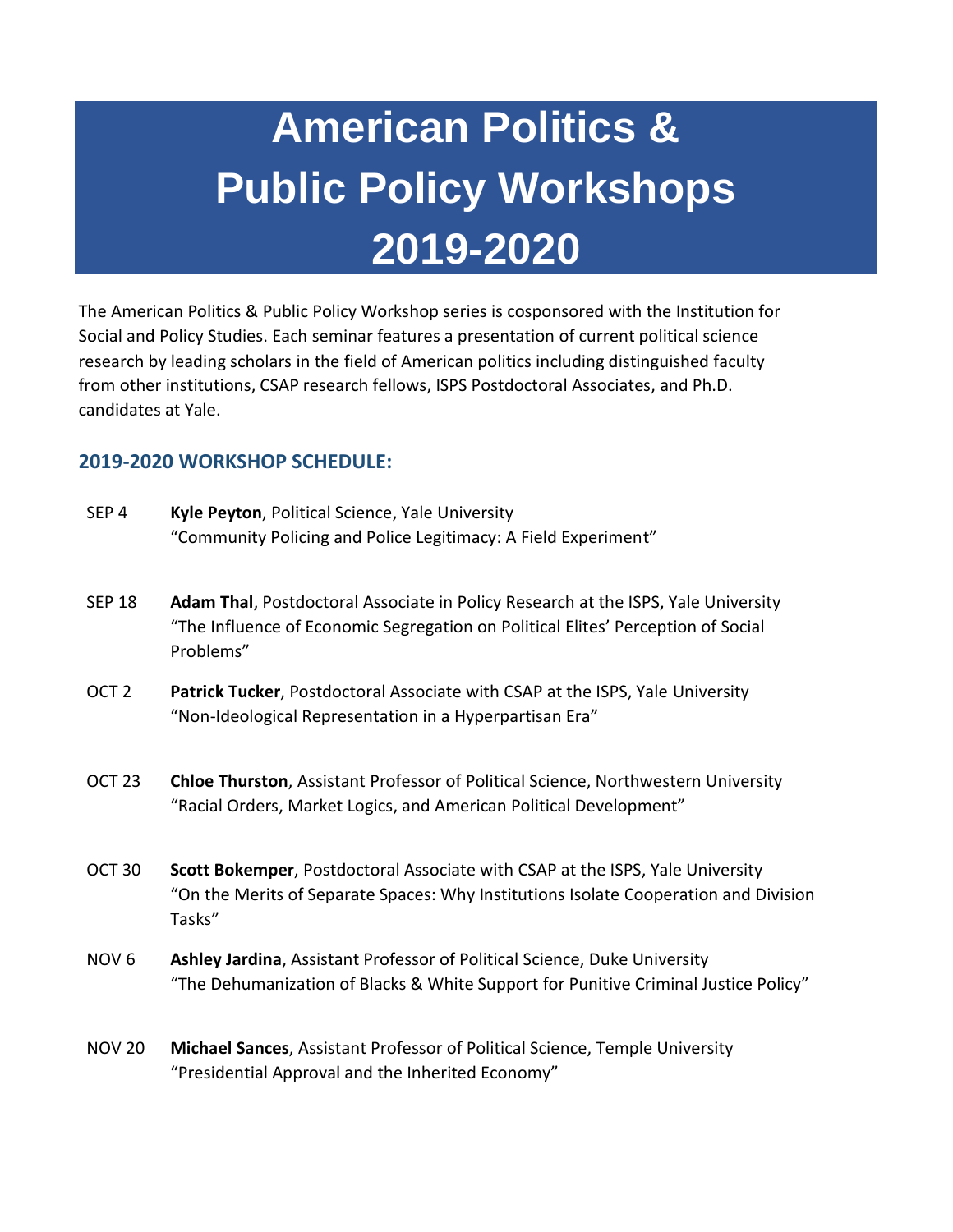# American Politics & Public Policy Workshops 2019-2020

The American Politics & Public Policy Workshop series is cosponsored with the Institution for Social and Policy Studies. Each seminar features a presentation of current political science research by leading scholars in the field of American politics including distinguished faculty from other institutions, CSAP research fellows, ISPS Postdoctoral Associates, and Ph.D. candidates at Yale.

## 2019-2020 WORKSHOP SCHEDULE:

SEP 4 **Kyle Peyton**, Political Science, Yale University
"Community Policing and Police Legitimacy: A Field Experiment"

SEP 18 **Adam Thal**, Postdoctoral Associate in Policy Research at the ISPS, Yale University
"The Influence of Economic Segregation on Political Elites' Perception of Social Problems"

OCT 2 **Patrick Tucker**, Postdoctoral Associate with CSAP at the ISPS, Yale University
"Non-Ideological Representation in a Hyperpartisan Era"

OCT 23 **Chloe Thurston**, Assistant Professor of Political Science, Northwestern University
"Racial Orders, Market Logics, and American Political Development"

OCT 30 **Scott Bokemper**, Postdoctoral Associate with CSAP at the ISPS, Yale University
"On the Merits of Separate Spaces: Why Institutions Isolate Cooperation and Division Tasks"

NOV 6 **Ashley Jardina**, Assistant Professor of Political Science, Duke University
"The Dehumanization of Blacks & White Support for Punitive Criminal Justice Policy"

NOV 20 **Michael Sances**, Assistant Professor of Political Science, Temple University
"Presidential Approval and the Inherited Economy"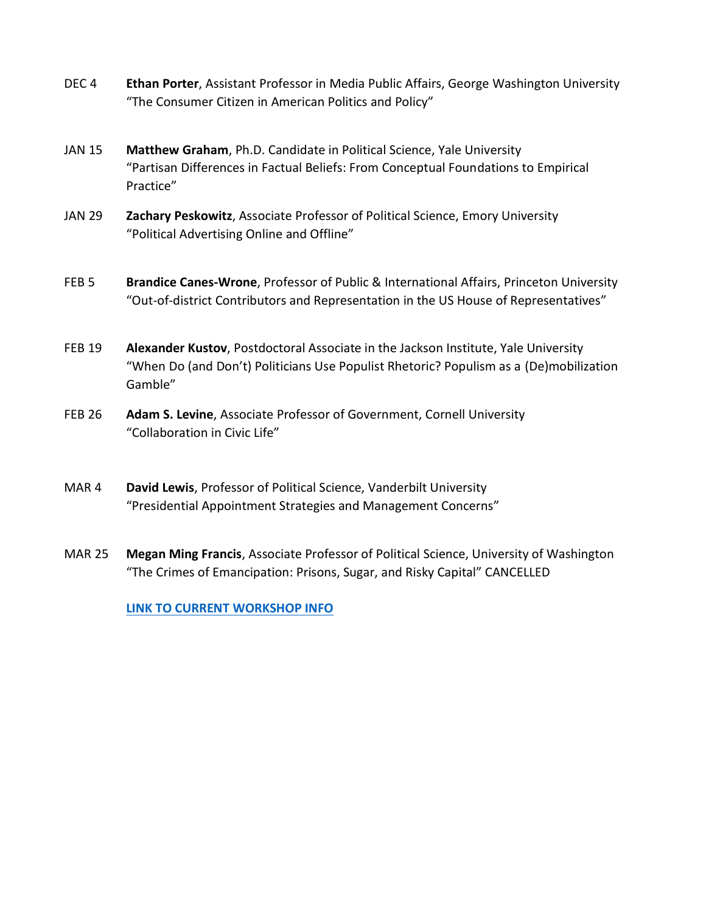DEC 4 **Ethan Porter**, Assistant Professor in Media Public Affairs, George Washington University
"The Consumer Citizen in American Politics and Policy"

JAN 15 **Matthew Graham**, Ph.D. Candidate in Political Science, Yale University
"Partisan Differences in Factual Beliefs: From Conceptual Foundations to Empirical Practice"

JAN 29 **Zachary Peskowitz**, Associate Professor of Political Science, Emory University
"Political Advertising Online and Offline"

FEB 5 **Brandice Canes-Wrone**, Professor of Public & International Affairs, Princeton University
"Out-of-district Contributors and Representation in the US House of Representatives"

FEB 19 **Alexander Kustov**, Postdoctoral Associate in the Jackson Institute, Yale University
"When Do (and Don't) Politicians Use Populist Rhetoric? Populism as a (De)mobilization Gamble"

FEB 26 **Adam S. Levine**, Associate Professor of Government, Cornell University
"Collaboration in Civic Life"

MAR 4 **David Lewis**, Professor of Political Science, Vanderbilt University
"Presidential Appointment Strategies and Management Concerns"

MAR 25 **Megan Ming Francis**, Associate Professor of Political Science, University of Washington
"The Crimes of Emancipation: Prisons, Sugar, and Risky Capital" CANCELLED

**LINK TO CURRENT WORKSHOP INFO**